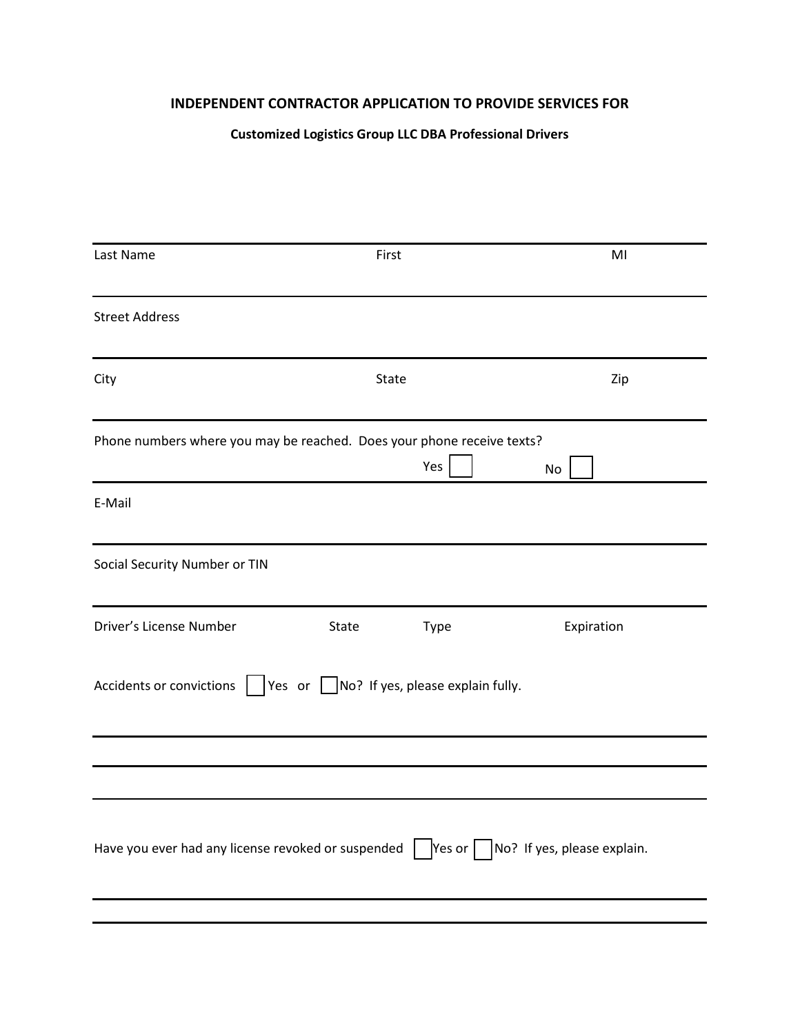## INDEPENDENT CONTRACTOR APPLICATION TO PROVIDE SERVICES FOR

**Customized Logistics Group LLC DBA Professional Drivers**

Last Name First MI

Street Address

City State Zip

Phone numbers where you may be reached. Does your phone receive texts?

Yes ☐ No ☐

E-Mail

Social Security Number or TIN

Driver's License Number State Type Expiration

Accidents or convictions ☐ Yes or ☐ No? If yes, please explain fully.

Have you ever had any license revoked or suspended ☐ Yes or ☐ No? If yes, please explain.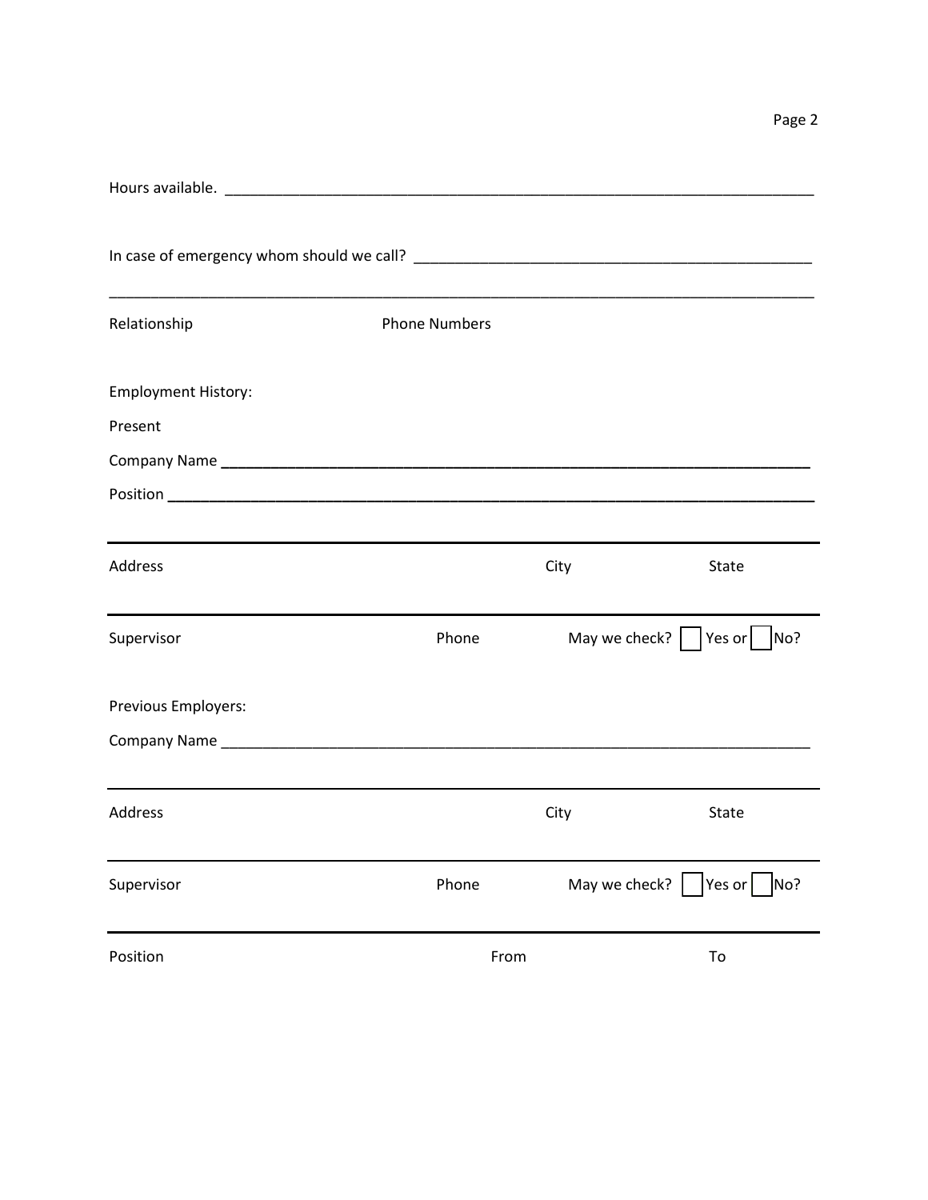Hours available. ___________________________________________________________________________

In case of emergency whom should we call? _________________________________________________

_____________________________________________________________________________________

Relationship Phone Numbers

Employment History:

Present

Company Name ___________________________________________________________________________

Position _______________________________________________________________________________

_____________________________________________________________________________________

Address City State

_____________________________________________________________________________________

Supervisor Phone May we check? ☐ Yes or ☐ No?

Previous Employers:

Company Name ___________________________________________________________________________

_____________________________________________________________________________________

Address City State

_____________________________________________________________________________________

Supervisor Phone May we check? ☐ Yes or ☐ No?

_____________________________________________________________________________________

Position From To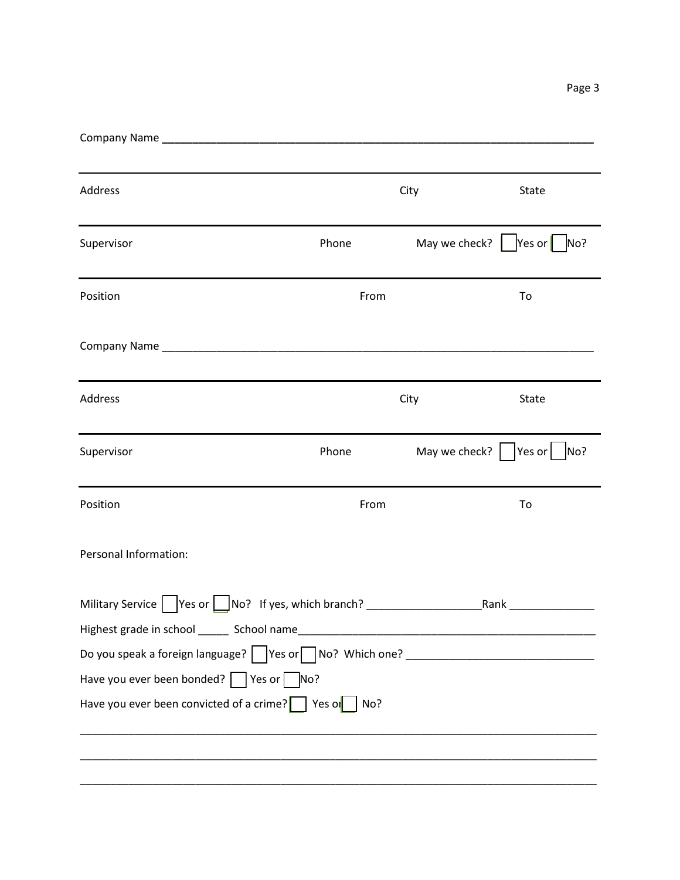Company Name ___________________________________________________________________________

Address City State

Supervisor Phone May we check? ☐ Yes or ☐ No?

Position From To

Company Name ___________________________________________________________________________

Address City State

Supervisor Phone May we check? ☐ Yes or ☐ No?

Position From To

Personal Information:

Military Service ☐ Yes or ☐ No? If yes, which branch? ___________________Rank ______________

Highest grade in school _____ School name__________________________________________________

Do you speak a foreign language? ☐ Yes or ☐ No? Which one? _______________________________

Have you ever been bonded? ☐ Yes or ☐ No?

Have you ever been convicted of a crime? ☐ Yes or ☐ No?

_____________________________________________________________________________________

_____________________________________________________________________________________

_____________________________________________________________________________________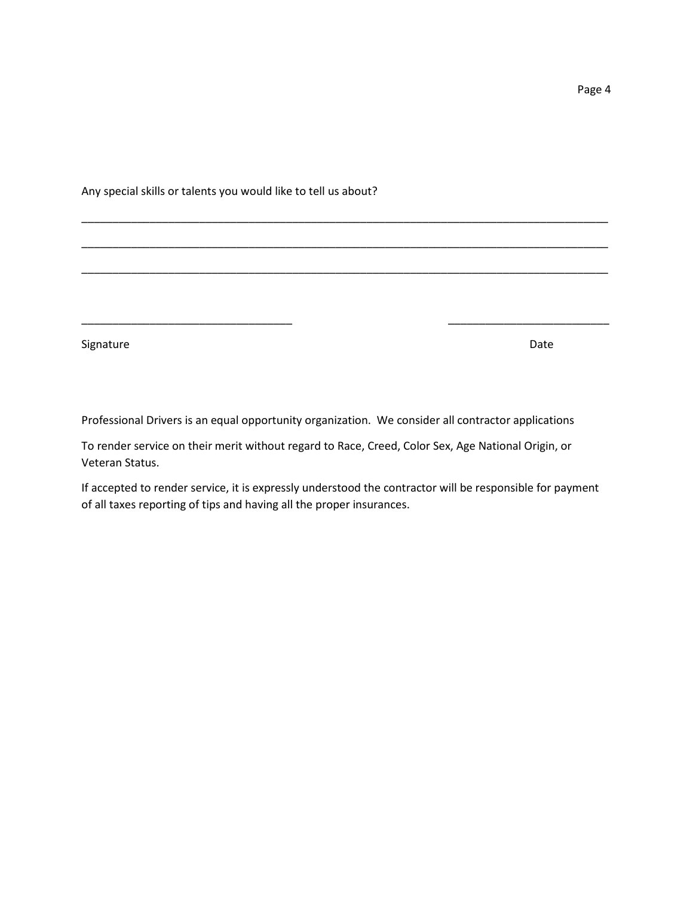Any special skills or talents you would like to tell us about?

___________________________________________________________________________________

___________________________________________________________________________________

___________________________________________________________________________________

_________________________________ _________________________

Signature Date

Professional Drivers is an equal opportunity organization. We consider all contractor applications

To render service on their merit without regard to Race, Creed, Color Sex, Age National Origin, or Veteran Status.

If accepted to render service, it is expressly understood the contractor will be responsible for payment of all taxes reporting of tips and having all the proper insurances.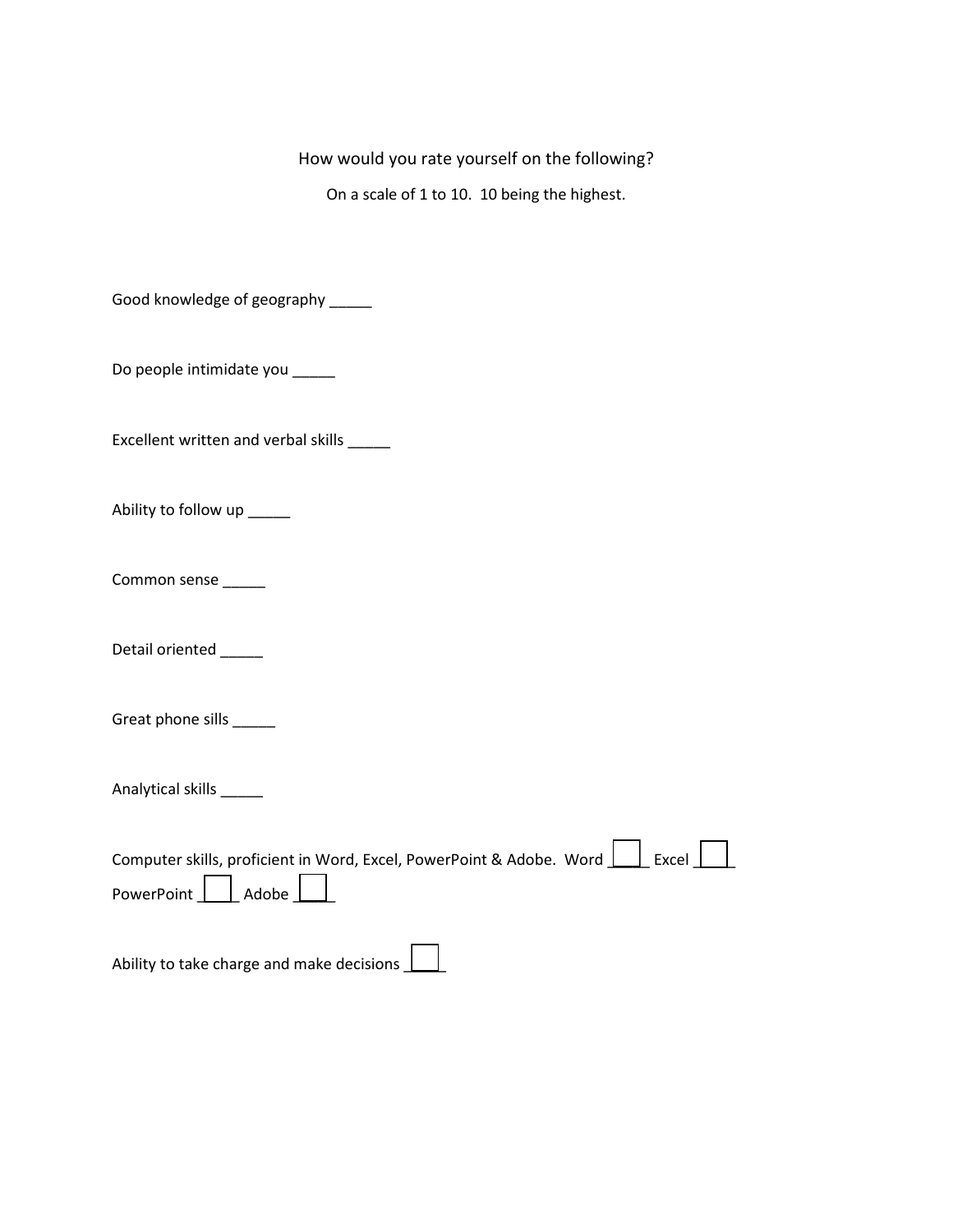How would you rate yourself on the following?

On a scale of 1 to 10. 10 being the highest.

Good knowledge of geography _____

Do people intimidate you _____

Excellent written and verbal skills _____

Ability to follow up _____

Common sense _____

Detail oriented _____

Great phone sills _____

Analytical skills _____

Computer skills, proficient in Word, Excel, PowerPoint & Adobe. Word ☐ Excel ☐ PowerPoint ☐ Adobe ☐

Ability to take charge and make decisions ☐